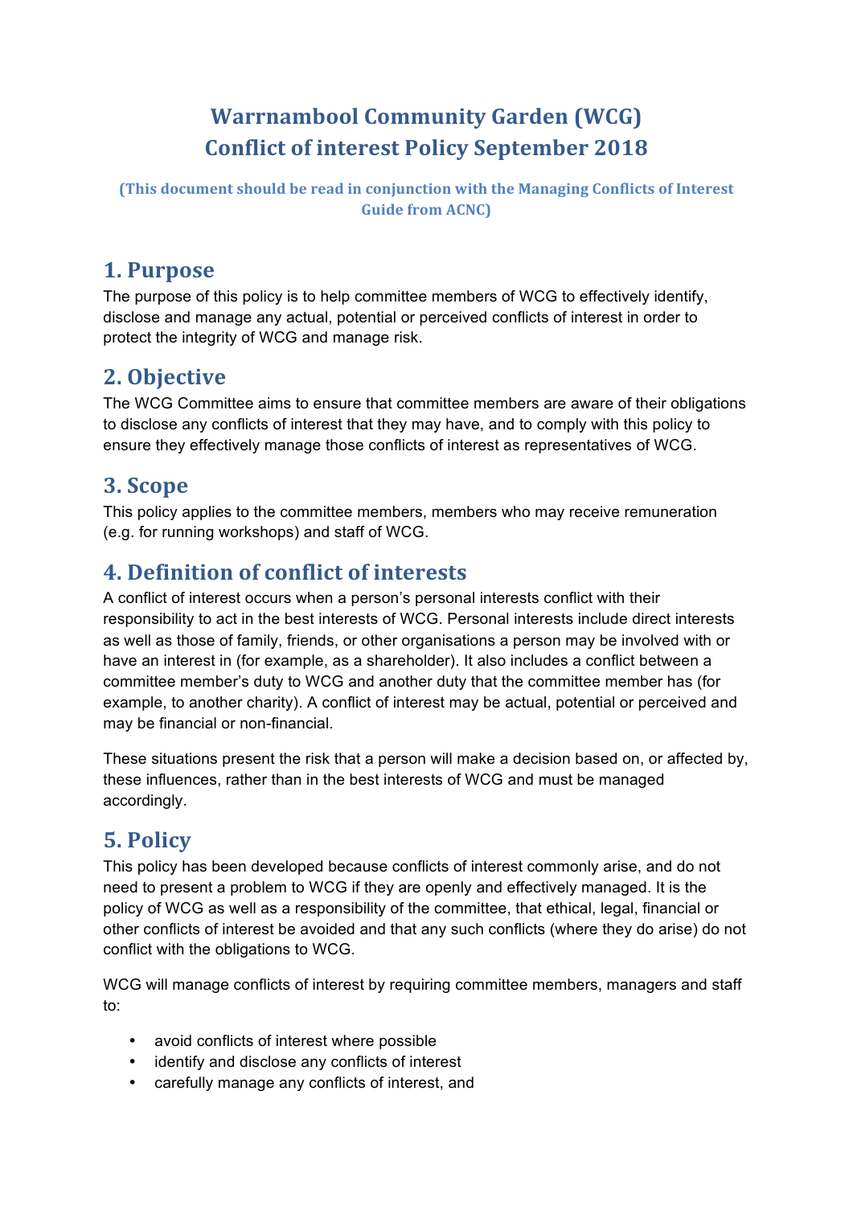# Warrnambool Community Garden (WCG)
# Conflict of interest Policy September 2018

**(This document should be read in conjunction with the Managing Conflicts of Interest Guide from ACNC)**

## 1. Purpose

The purpose of this policy is to help committee members of WCG to effectively identify, disclose and manage any actual, potential or perceived conflicts of interest in order to protect the integrity of WCG and manage risk.

## 2. Objective

The WCG Committee aims to ensure that committee members are aware of their obligations to disclose any conflicts of interest that they may have, and to comply with this policy to ensure they effectively manage those conflicts of interest as representatives of WCG.

## 3. Scope

This policy applies to the committee members, members who may receive remuneration (e.g. for running workshops) and staff of WCG.

## 4. Definition of conflict of interests

A conflict of interest occurs when a person's personal interests conflict with their responsibility to act in the best interests of WCG. Personal interests include direct interests as well as those of family, friends, or other organisations a person may be involved with or have an interest in (for example, as a shareholder). It also includes a conflict between a committee member's duty to WCG and another duty that the committee member has (for example, to another charity). A conflict of interest may be actual, potential or perceived and may be financial or non-financial.

These situations present the risk that a person will make a decision based on, or affected by, these influences, rather than in the best interests of WCG and must be managed accordingly.

## 5. Policy

This policy has been developed because conflicts of interest commonly arise, and do not need to present a problem to WCG if they are openly and effectively managed. It is the policy of WCG as well as a responsibility of the committee, that ethical, legal, financial or other conflicts of interest be avoided and that any such conflicts (where they do arise) do not conflict with the obligations to WCG.

WCG will manage conflicts of interest by requiring committee members, managers and staff to:

- avoid conflicts of interest where possible
- identify and disclose any conflicts of interest
- carefully manage any conflicts of interest, and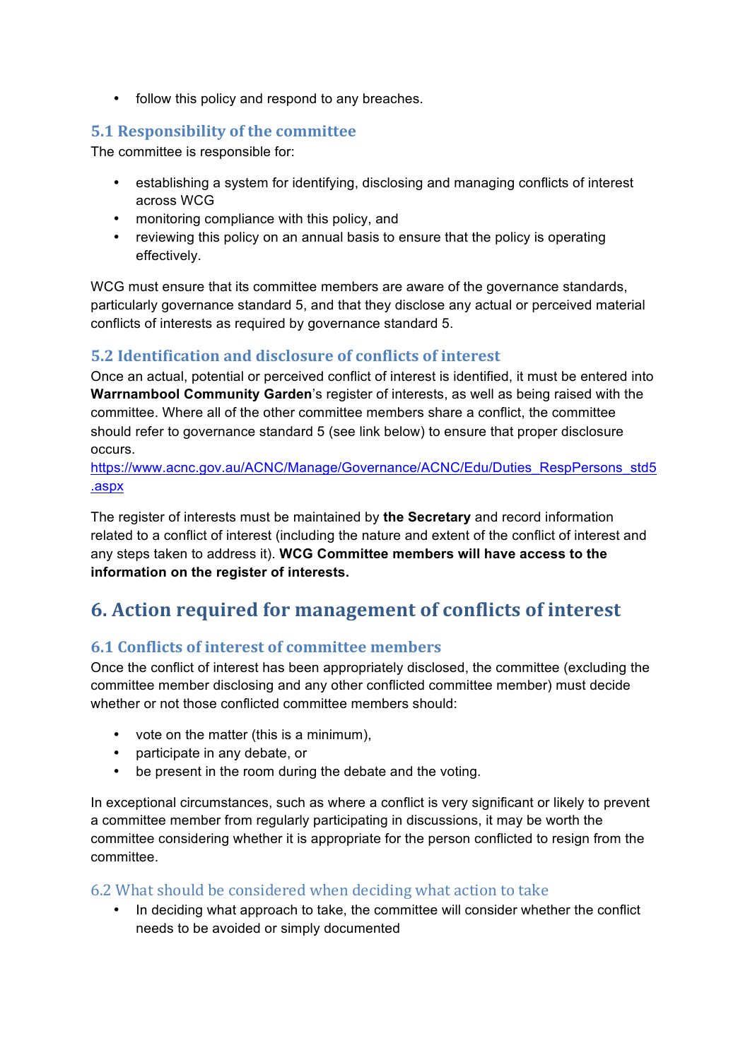- follow this policy and respond to any breaches.

### 5.1 Responsibility of the committee

The committee is responsible for:

- establishing a system for identifying, disclosing and managing conflicts of interest across WCG
- monitoring compliance with this policy, and
- reviewing this policy on an annual basis to ensure that the policy is operating effectively.

WCG must ensure that its committee members are aware of the governance standards, particularly governance standard 5, and that they disclose any actual or perceived material conflicts of interests as required by governance standard 5.

### 5.2 Identification and disclosure of conflicts of interest

Once an actual, potential or perceived conflict of interest is identified, it must be entered into **Warrnambool Community Garden**'s register of interests, as well as being raised with the committee. Where all of the other committee members share a conflict, the committee should refer to governance standard 5 (see link below) to ensure that proper disclosure occurs.
https://www.acnc.gov.au/ACNC/Manage/Governance/ACNC/Edu/Duties_RespPersons_std5.aspx

The register of interests must be maintained by **the Secretary** and record information related to a conflict of interest (including the nature and extent of the conflict of interest and any steps taken to address it). **WCG Committee members will have access to the information on the register of interests.**

## 6. Action required for management of conflicts of interest

### 6.1 Conflicts of interest of committee members

Once the conflict of interest has been appropriately disclosed, the committee (excluding the committee member disclosing and any other conflicted committee member) must decide whether or not those conflicted committee members should:

- vote on the matter (this is a minimum),
- participate in any debate, or
- be present in the room during the debate and the voting.

In exceptional circumstances, such as where a conflict is very significant or likely to prevent a committee member from regularly participating in discussions, it may be worth the committee considering whether it is appropriate for the person conflicted to resign from the committee.

### 6.2 What should be considered when deciding what action to take

- In deciding what approach to take, the committee will consider whether the conflict needs to be avoided or simply documented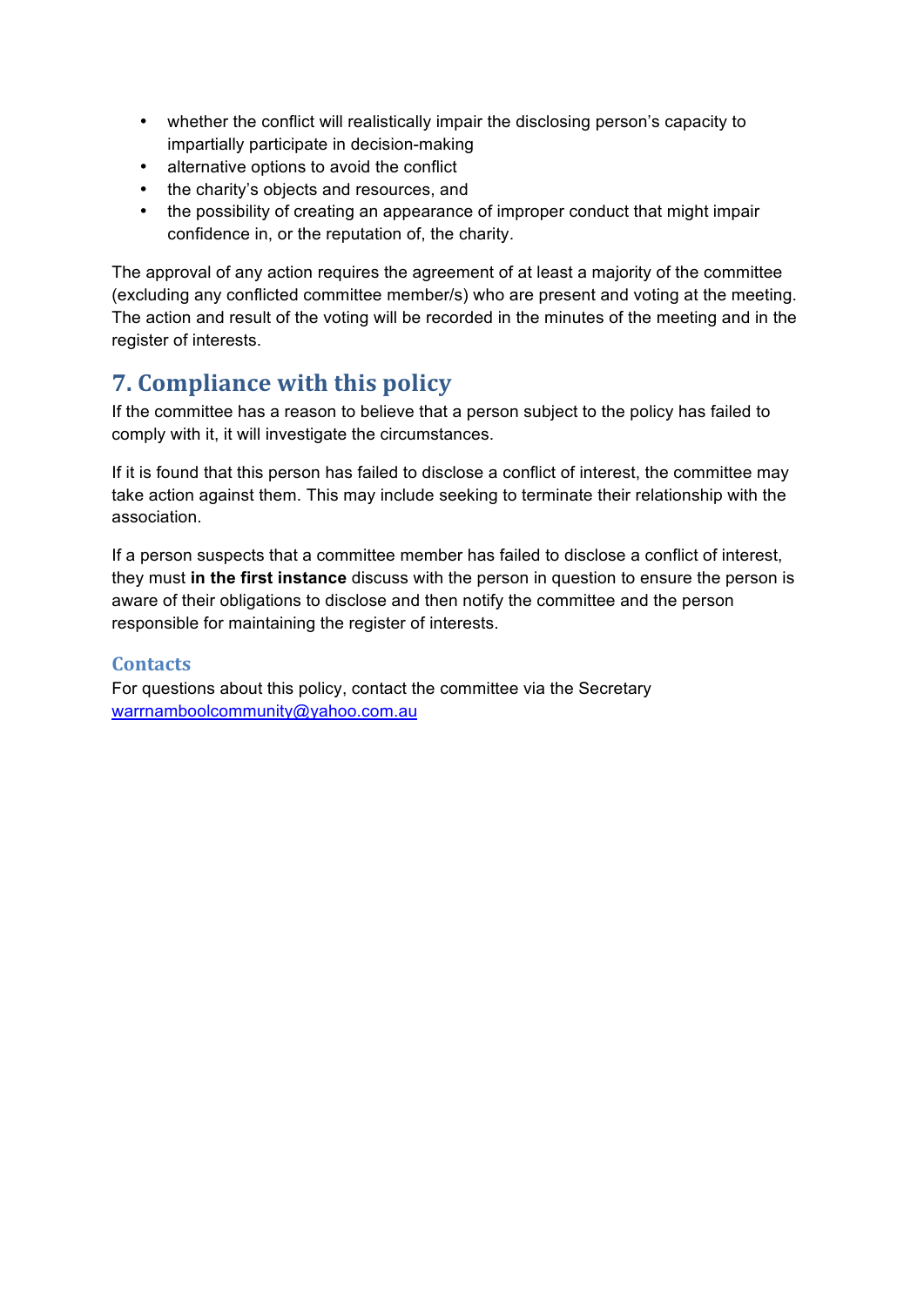- whether the conflict will realistically impair the disclosing person's capacity to impartially participate in decision-making
- alternative options to avoid the conflict
- the charity's objects and resources, and
- the possibility of creating an appearance of improper conduct that might impair confidence in, or the reputation of, the charity.

The approval of any action requires the agreement of at least a majority of the committee (excluding any conflicted committee member/s) who are present and voting at the meeting. The action and result of the voting will be recorded in the minutes of the meeting and in the register of interests.

## 7. Compliance with this policy

If the committee has a reason to believe that a person subject to the policy has failed to comply with it, it will investigate the circumstances.

If it is found that this person has failed to disclose a conflict of interest, the committee may take action against them. This may include seeking to terminate their relationship with the association.

If a person suspects that a committee member has failed to disclose a conflict of interest, they must **in the first instance** discuss with the person in question to ensure the person is aware of their obligations to disclose and then notify the committee and the person responsible for maintaining the register of interests.

### Contacts

For questions about this policy, contact the committee via the Secretary
warrnamboolcommunity@yahoo.com.au